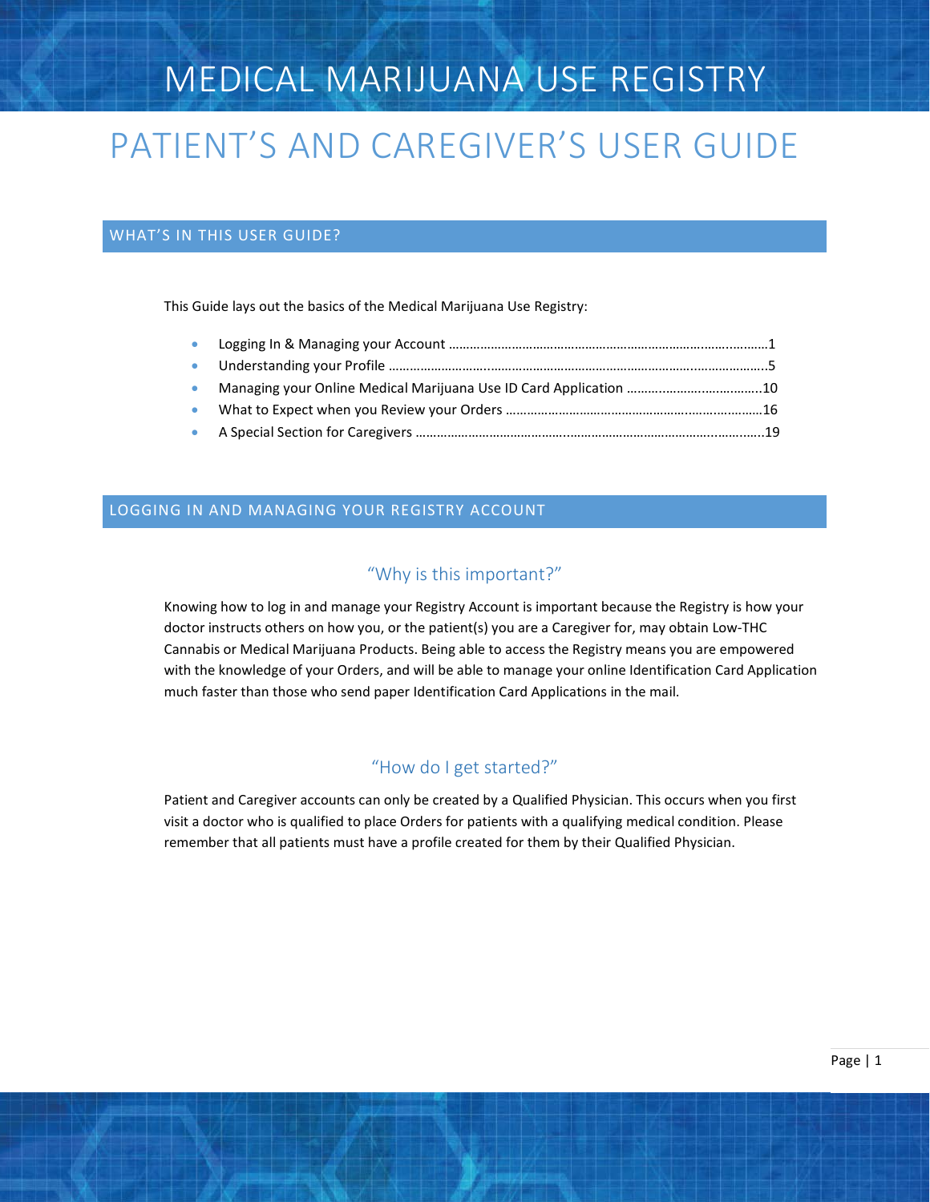# MEDICAL MARIJUANA USE REGISTRY

# PATIENT'S AND CAREGIVER'S USER GUIDE

## WHAT'S IN THIS USER GUIDE?

This Guide lays out the basics of the Medical Marijuana Use Registry:

- Logging In & Managing your Account ..........................................................................................1
- Understanding your Profile ..........................................................................................................5
- Managing your Online Medical Marijuana Use ID Card Application ...........................................10
- What to Expect when you Review your Orders ..........................................................................16
- A Special Section for Caregivers ..................................................................................................19

## LOGGING IN AND MANAGING YOUR REGISTRY ACCOUNT

### "Why is this important?"

Knowing how to log in and manage your Registry Account is important because the Registry is how your doctor instructs others on how you, or the patient(s) you are a Caregiver for, may obtain Low-THC Cannabis or Medical Marijuana Products. Being able to access the Registry means you are empowered with the knowledge of your Orders, and will be able to manage your online Identification Card Application much faster than those who send paper Identification Card Applications in the mail.

### "How do I get started?"

Patient and Caregiver accounts can only be created by a Qualified Physician. This occurs when you first visit a doctor who is qualified to place Orders for patients with a qualifying medical condition. Please remember that all patients must have a profile created for them by their Qualified Physician.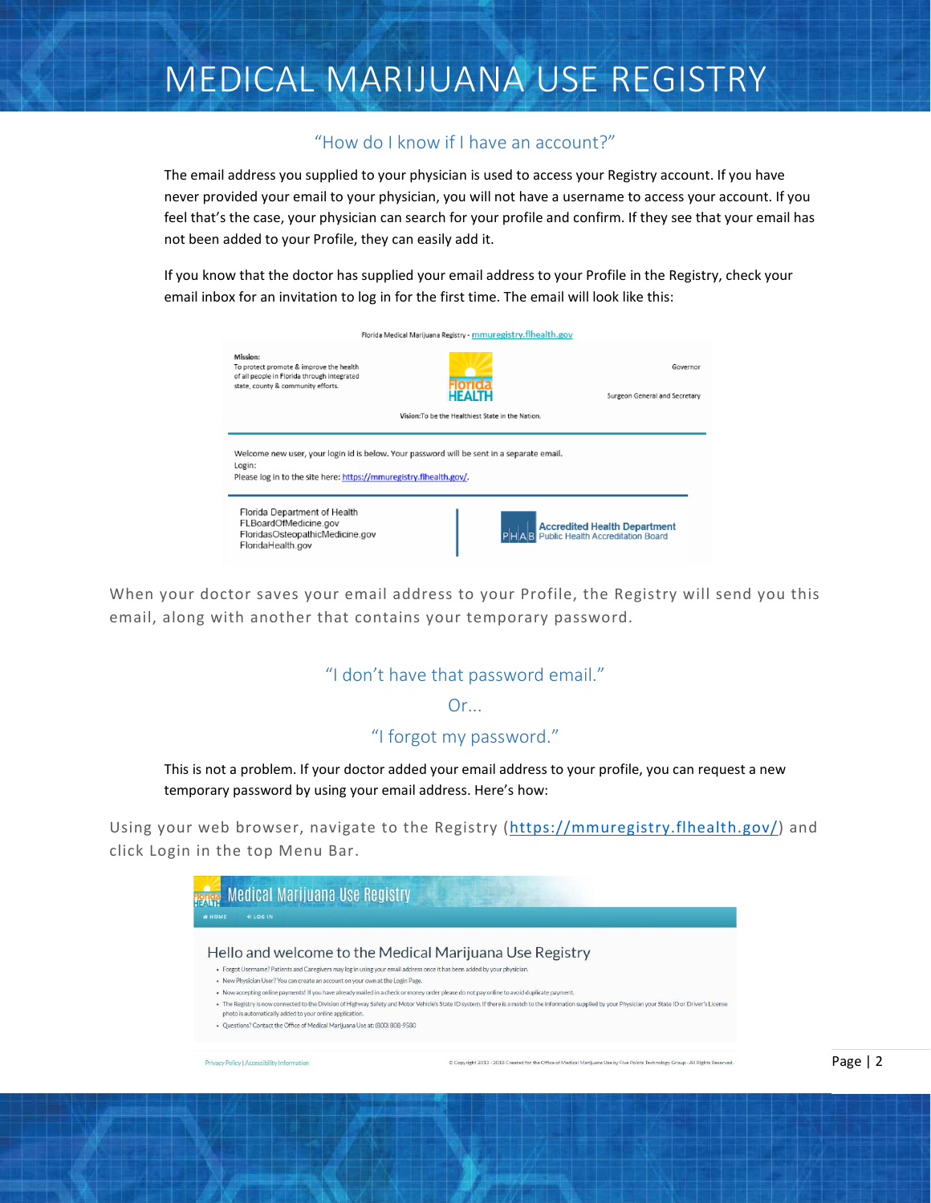# MEDICAL MARIJUANA USE REGISTRY

## "How do I know if I have an account?"

The email address you supplied to your physician is used to access your Registry account. If you have never provided your email to your physician, you will not have a username to access your account. If you feel that's the case, your physician can search for your profile and confirm. If they see that your email has not been added to your Profile, they can easily add it.

If you know that the doctor has supplied your email address to your Profile in the Registry, check your email inbox for an invitation to log in for the first time. The email will look like this:

Florida Medical Marijuana Registry - mmuregistry.flhealth.gov

Mission:
To protect promote & improve the health of all people in Florida through integrated state, county & community efforts.

Governor

Surgeon General and Secretary

Vision: To be the Healthiest State in the Nation.

Welcome new user, your login id is below. Your password will be sent in a separate email.
Login:
Please log in to the site here: https://mmuregistry.flhealth.gov/.

Florida Department of Health
FLBoardOfMedicine.gov
FloridasOsteopathicMedicine.gov
FloridaHealth.gov

Accredited Health Department
Public Health Accreditation Board

When your doctor saves your email address to your Profile, the Registry will send you this email, along with another that contains your temporary password.

## "I don't have that password email."

Or...

## "I forgot my password."

This is not a problem. If your doctor added your email address to your profile, you can request a new temporary password by using your email address. Here's how:

Using your web browser, navigate to the Registry (https://mmuregistry.flhealth.gov/) and click Login in the top Menu Bar.

Medical Marijuana Use Registry

HOME LOG IN

Hello and welcome to the Medical Marijuana Use Registry

- Forgot Username? Patients and Caregivers may log in using your email address once it has been added by your physician.
- New Physician User? You can create an account on your own at the Login Page.
- Now accepting online payments! If you have already mailed in a check or money order please do not pay online to avoid duplicate payment.
- The Registry is now connected to the Division of Highway Safety and Motor Vehicle's State ID system. If there is a match to the information supplied by your Physician your State ID or Driver's License photo is automatically added to your online application.
- Questions? Contact the Office of Medical Marijuana Use at: (800) 808-9580

Privacy Policy | Accessibility Information

© Copyright 2013 - 2018 Created for the Office of Medical Marijuana Use by Five Points Technology Group - All Rights Reserved.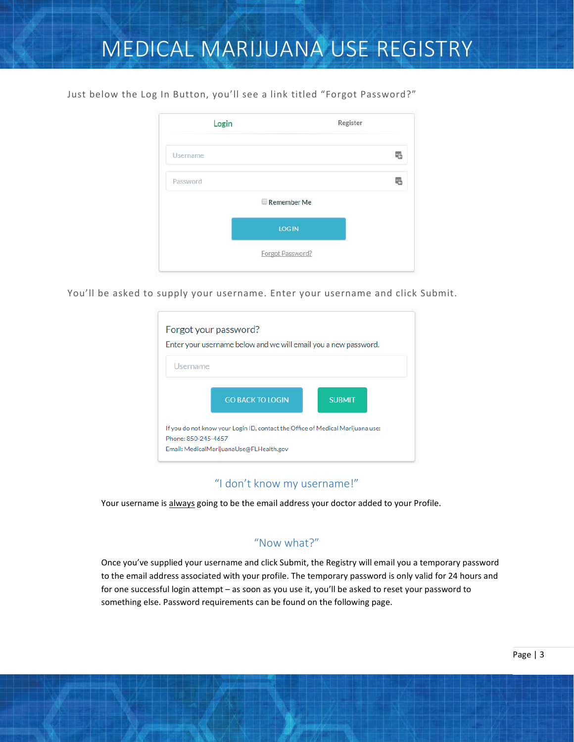Just below the Log In Button, you'll see a link titled "Forgot Password?"

Login Register

Username

Password

Remember Me

LOG IN

Forgot Password?

You'll be asked to supply your username. Enter your username and click Submit.

Forgot your password?

Enter your username below and we will email you a new password.

Username

GO BACK TO LOGIN SUBMIT

If you do not know your Login ID, contact the Office of Medical Marijuana use:
Phone: 850-245-4657
Email: MedicalMarijuanaUse@FLHealth.gov

## "I don't know my username!"

Your username is always going to be the email address your doctor added to your Profile.

## "Now what?"

Once you've supplied your username and click Submit, the Registry will email you a temporary password to the email address associated with your profile. The temporary password is only valid for 24 hours and for one successful login attempt – as soon as you use it, you'll be asked to reset your password to something else. Password requirements can be found on the following page.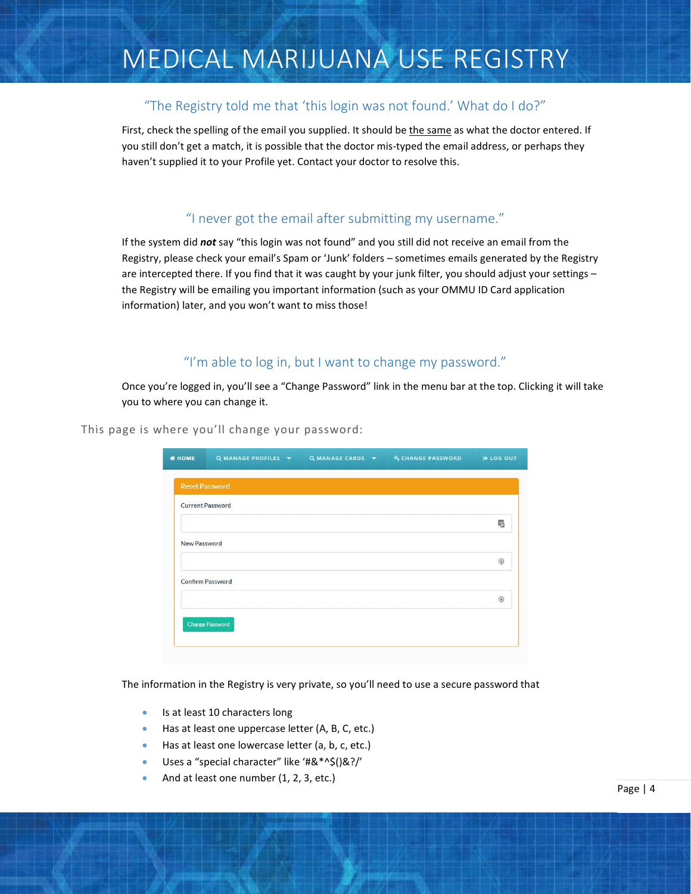# MEDICAL MARIJUANA USE REGISTRY

## "The Registry told me that 'this login was not found.' What do I do?"

First, check the spelling of the email you supplied. It should be the same as what the doctor entered. If you still don't get a match, it is possible that the doctor mis-typed the email address, or perhaps they haven't supplied it to your Profile yet. Contact your doctor to resolve this.

## "I never got the email after submitting my username."

If the system did ***not*** say "this login was not found" and you still did not receive an email from the Registry, please check your email's Spam or 'Junk' folders – sometimes emails generated by the Registry are intercepted there. If you find that it was caught by your junk filter, you should adjust your settings – the Registry will be emailing you important information (such as your OMMU ID Card application information) later, and you won't want to miss those!

## "I'm able to log in, but I want to change my password."

Once you're logged in, you'll see a "Change Password" link in the menu bar at the top. Clicking it will take you to where you can change it.

This page is where you'll change your password:

HOME | MANAGE PROFILES | MANAGE CARDS | CHANGE PASSWORD | LOG OUT

Reset Password

Current Password

New Password

Confirm Password

Change Password

The information in the Registry is very private, so you'll need to use a secure password that

- Is at least 10 characters long
- Has at least one uppercase letter (A, B, C, etc.)
- Has at least one lowercase letter (a, b, c, etc.)
- Uses a "special character" like '#&*^$()&?/'
- And at least one number (1, 2, 3, etc.)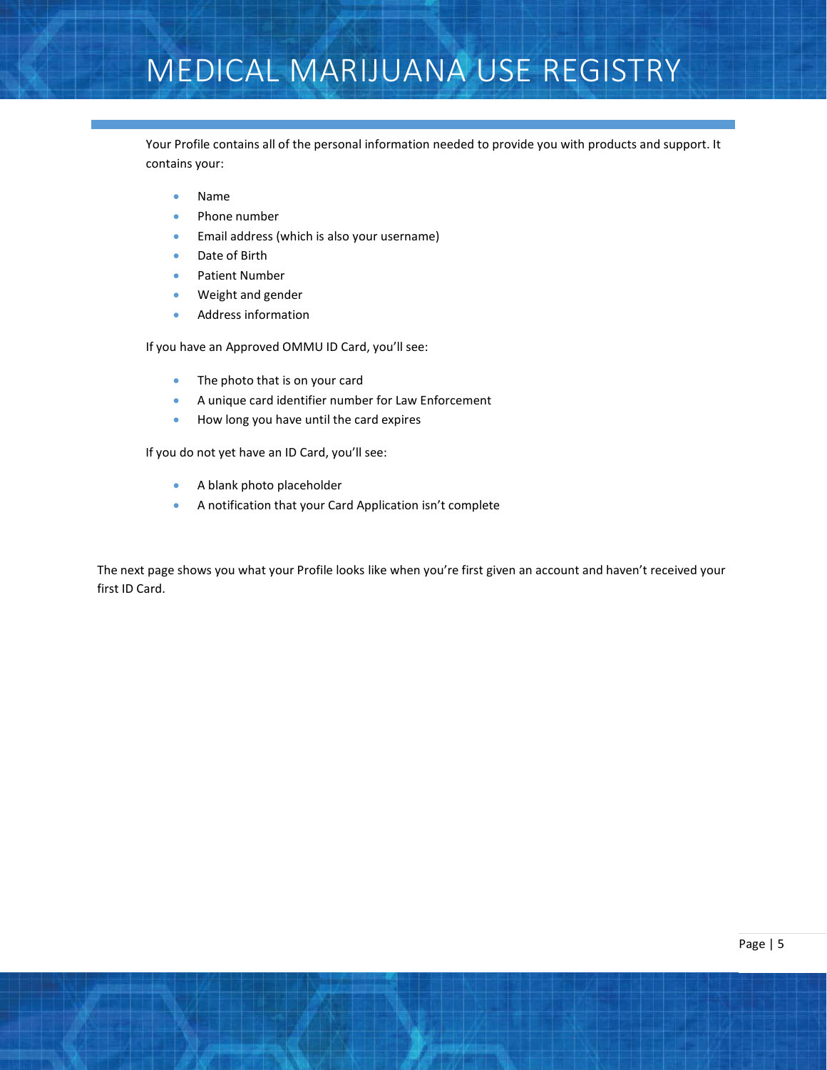Your Profile contains all of the personal information needed to provide you with products and support. It contains your:

- Name
- Phone number
- Email address (which is also your username)
- Date of Birth
- Patient Number
- Weight and gender
- Address information

If you have an Approved OMMU ID Card, you'll see:

- The photo that is on your card
- A unique card identifier number for Law Enforcement
- How long you have until the card expires

If you do not yet have an ID Card, you'll see:

- A blank photo placeholder
- A notification that your Card Application isn't complete

The next page shows you what your Profile looks like when you're first given an account and haven't received your first ID Card.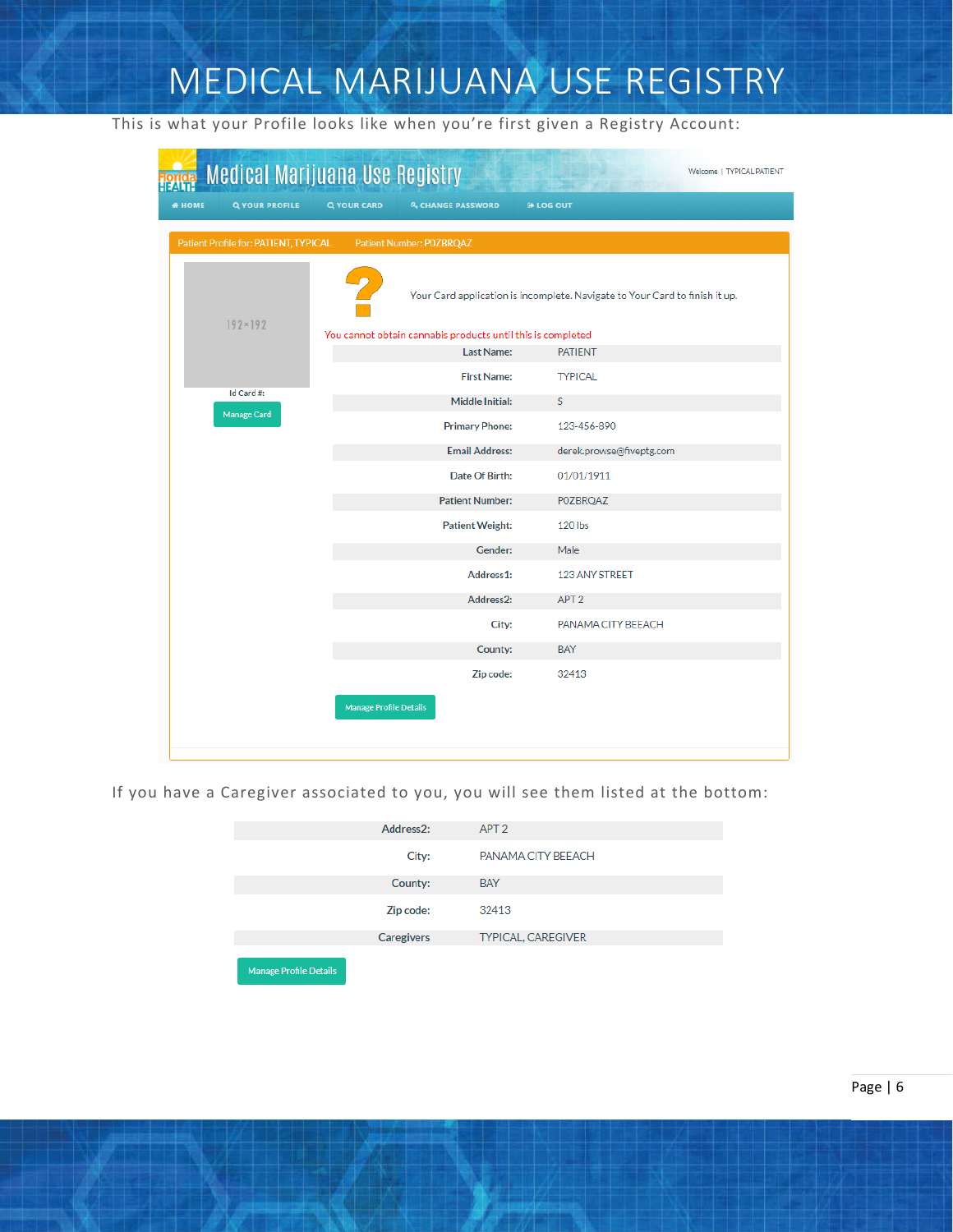# MEDICAL MARIJUANA USE REGISTRY

This is what your Profile looks like when you're first given a Registry Account:

Medical Marijuana Use Registry

Welcome | TYPICAL PATIENT

HOME | YOUR PROFILE | YOUR CARD | CHANGE PASSWORD | LOG OUT

Patient Profile for: PATIENT, TYPICAL    Patient Number: P0ZBRQAZ

192×192

Id Card #:

Manage Card

Your Card application is incomplete. Navigate to Your Card to finish it up.

You cannot obtain cannabis products until this is completed

| | |
|---|---|
| Last Name: | PATIENT |
| First Name: | TYPICAL |
| Middle Initial: | S |
| Primary Phone: | 123-456-890 |
| Email Address: | derek.prowse@fiveptg.com |
| Date Of Birth: | 01/01/1911 |
| Patient Number: | P0ZBRQAZ |
| Patient Weight: | 120 lbs |
| Gender: | Male |
| Address1: | 123 ANY STREET |
| Address2: | APT 2 |
| City: | PANAMA CITY BEEACH |
| County: | BAY |
| Zip code: | 32413 |

Manage Profile Details

If you have a Caregiver associated to you, you will see them listed at the bottom:

| | |
|---|---|
| Address2: | APT 2 |
| City: | PANAMA CITY BEEACH |
| County: | BAY |
| Zip code: | 32413 |
| Caregivers | TYPICAL, CAREGIVER |

Manage Profile Details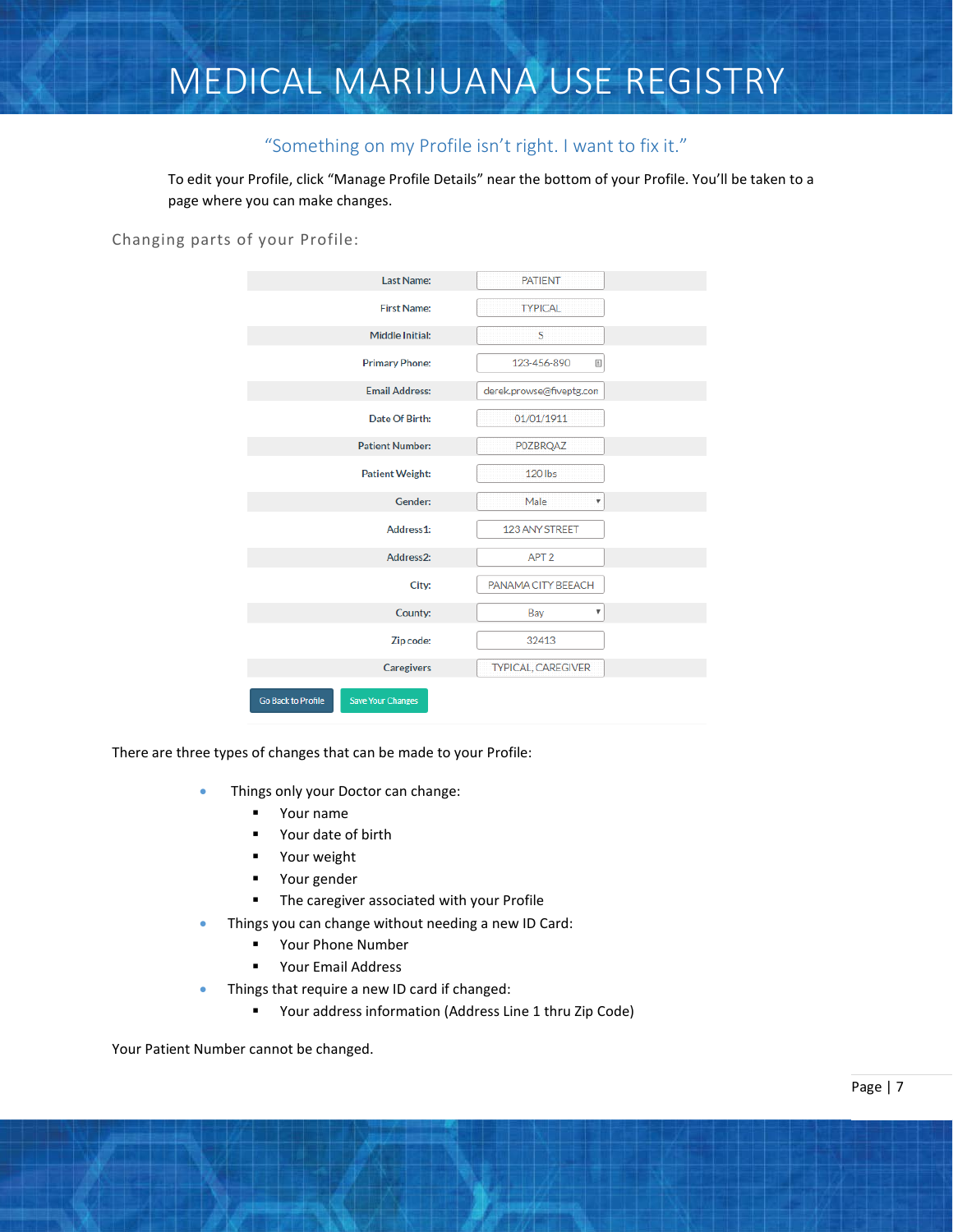# MEDICAL MARIJUANA USE REGISTRY

## "Something on my Profile isn't right. I want to fix it."

To edit your Profile, click "Manage Profile Details" near the bottom of your Profile. You'll be taken to a page where you can make changes.

### Changing parts of your Profile:

| | |
|---|---|
| Last Name: | PATIENT |
| First Name: | TYPICAL |
| Middle Initial: | S |
| Primary Phone: | 123-456-890 |
| Email Address: | derek.prowse@fiveptg.con |
| Date Of Birth: | 01/01/1911 |
| Patient Number: | P0ZBRQAZ |
| Patient Weight: | 120 lbs |
| Gender: | Male |
| Address1: | 123 ANY STREET |
| Address2: | APT 2 |
| City: | PANAMA CITY BEEACH |
| County: | Bay |
| Zip code: | 32413 |
| Caregivers | TYPICAL, CAREGIVER |

Go Back to Profile | Save Your Changes

There are three types of changes that can be made to your Profile:

- Things only your Doctor can change:
  - Your name
  - Your date of birth
  - Your weight
  - Your gender
  - The caregiver associated with your Profile
- Things you can change without needing a new ID Card:
  - Your Phone Number
  - Your Email Address
- Things that require a new ID card if changed:
  - Your address information (Address Line 1 thru Zip Code)

Your Patient Number cannot be changed.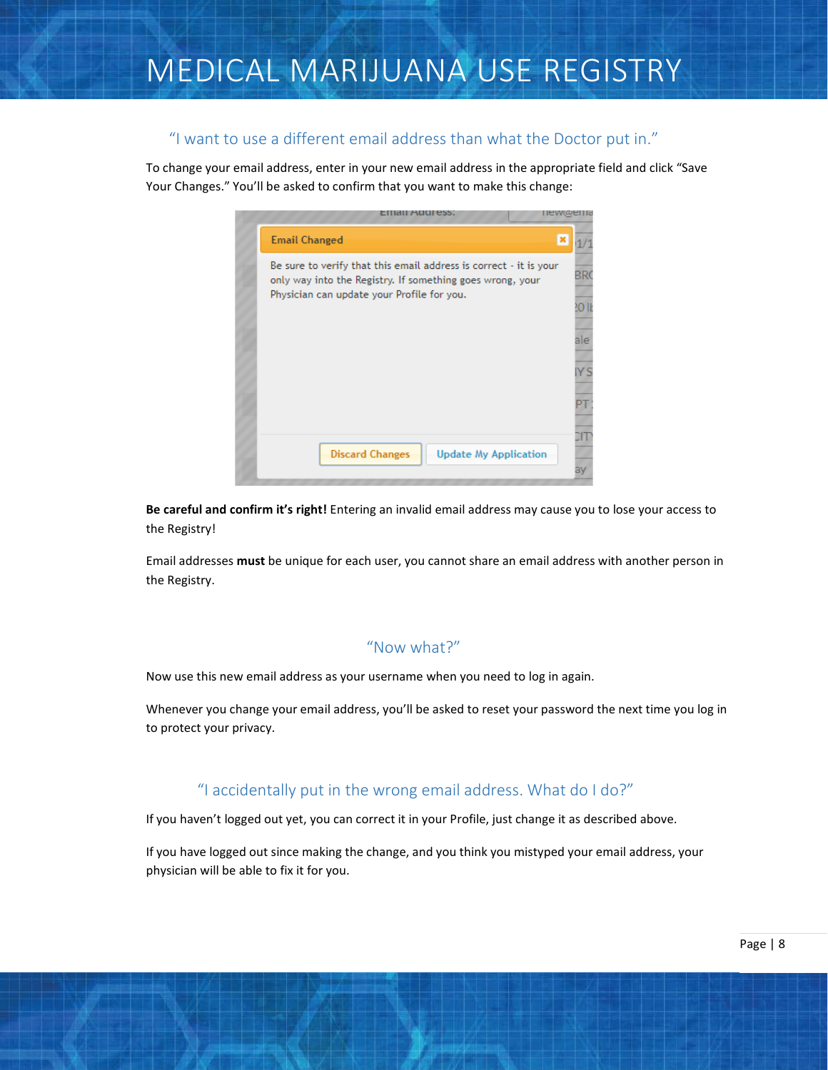## "I want to use a different email address than what the Doctor put in."

To change your email address, enter in your new email address in the appropriate field and click "Save Your Changes." You'll be asked to confirm that you want to make this change:

**Be careful and confirm it's right!** Entering an invalid email address may cause you to lose your access to the Registry!

Email addresses **must** be unique for each user, you cannot share an email address with another person in the Registry.

## "Now what?"

Now use this new email address as your username when you need to log in again.

Whenever you change your email address, you'll be asked to reset your password the next time you log in to protect your privacy.

## "I accidentally put in the wrong email address. What do I do?"

If you haven't logged out yet, you can correct it in your Profile, just change it as described above.

If you have logged out since making the change, and you think you mistyped your email address, your physician will be able to fix it for you.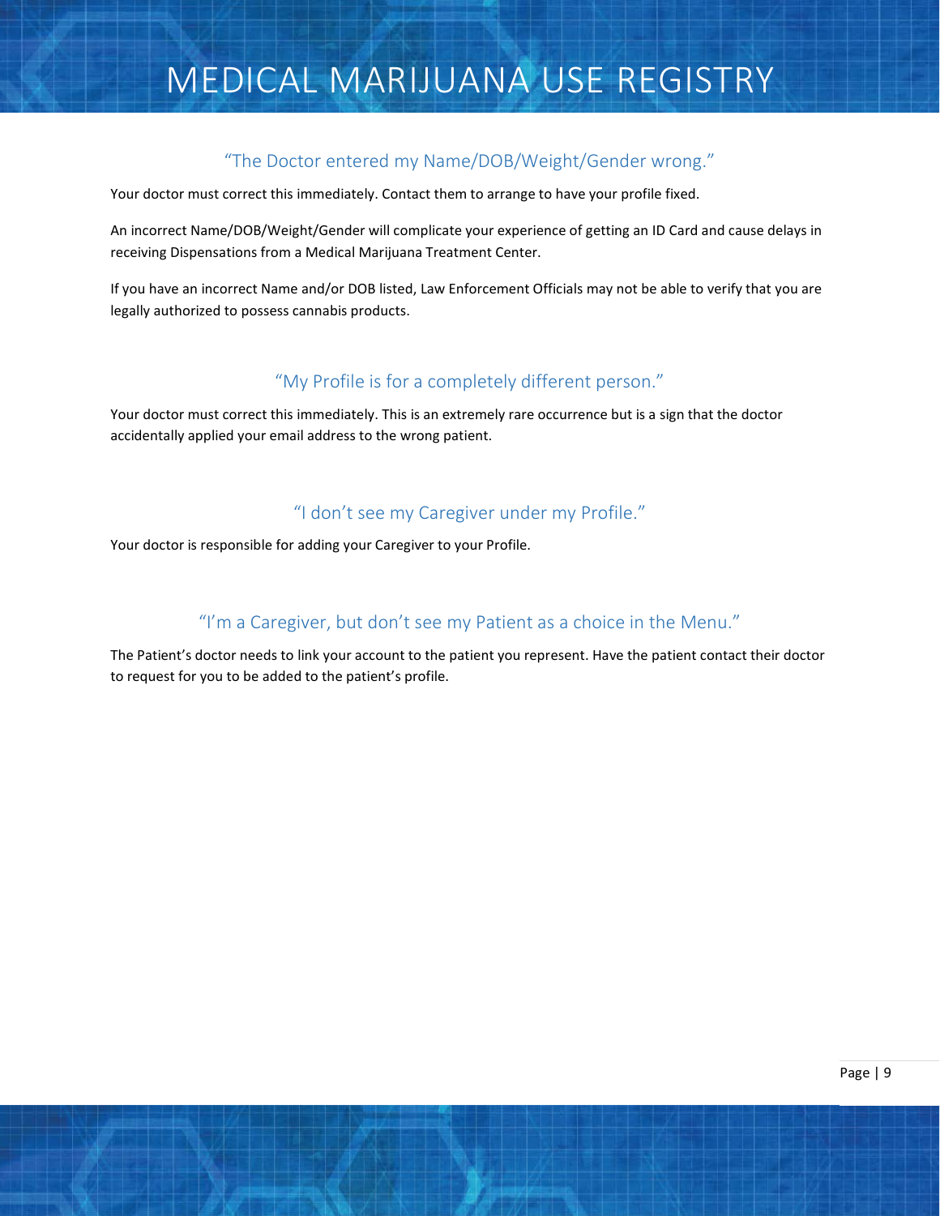## "The Doctor entered my Name/DOB/Weight/Gender wrong."

Your doctor must correct this immediately. Contact them to arrange to have your profile fixed.

An incorrect Name/DOB/Weight/Gender will complicate your experience of getting an ID Card and cause delays in receiving Dispensations from a Medical Marijuana Treatment Center.

If you have an incorrect Name and/or DOB listed, Law Enforcement Officials may not be able to verify that you are legally authorized to possess cannabis products.

## "My Profile is for a completely different person."

Your doctor must correct this immediately. This is an extremely rare occurrence but is a sign that the doctor accidentally applied your email address to the wrong patient.

## "I don't see my Caregiver under my Profile."

Your doctor is responsible for adding your Caregiver to your Profile.

## "I'm a Caregiver, but don't see my Patient as a choice in the Menu."

The Patient's doctor needs to link your account to the patient you represent. Have the patient contact their doctor to request for you to be added to the patient's profile.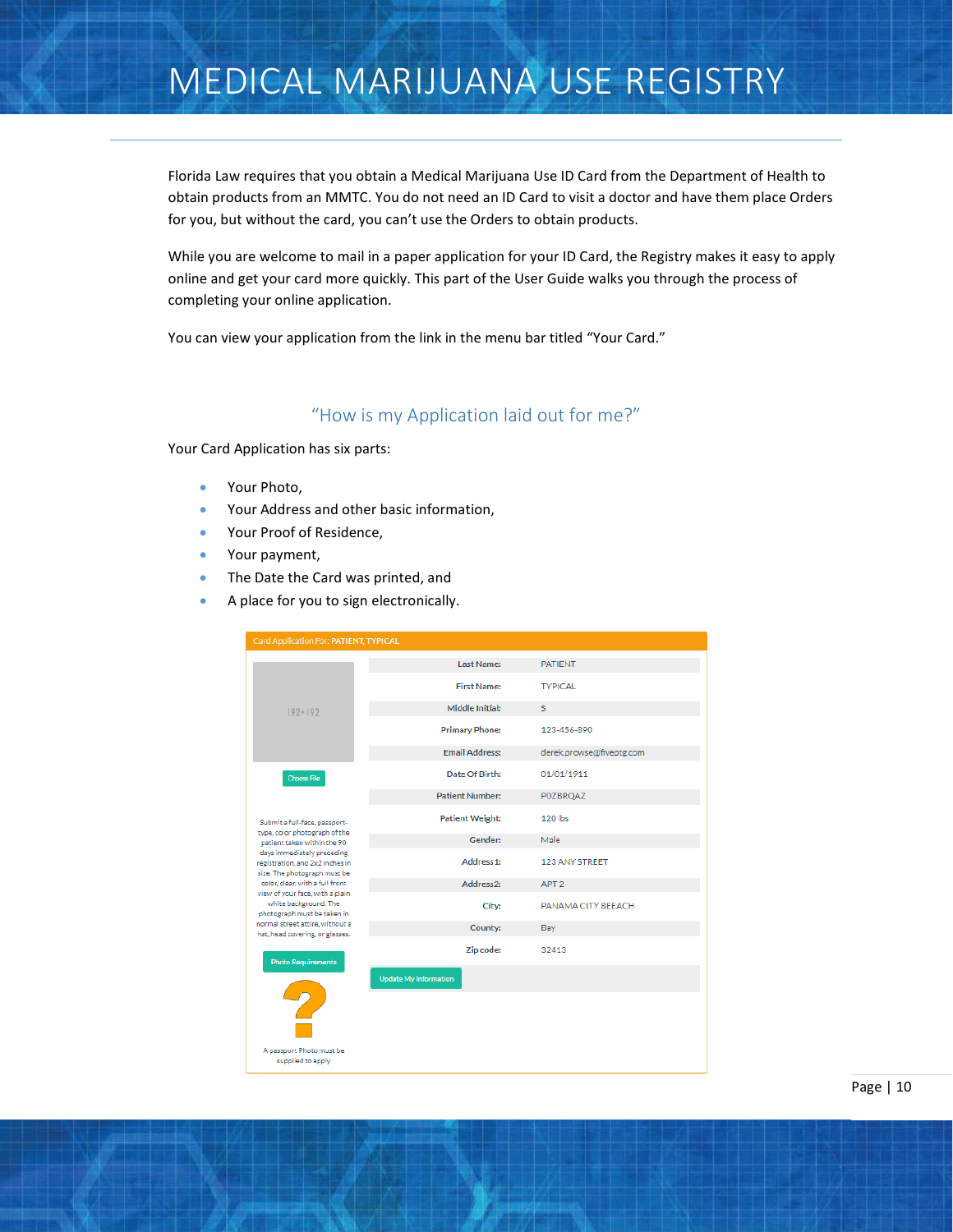# MEDICAL MARIJUANA USE REGISTRY

Florida Law requires that you obtain a Medical Marijuana Use ID Card from the Department of Health to obtain products from an MMTC. You do not need an ID Card to visit a doctor and have them place Orders for you, but without the card, you can't use the Orders to obtain products.

While you are welcome to mail in a paper application for your ID Card, the Registry makes it easy to apply online and get your card more quickly. This part of the User Guide walks you through the process of completing your online application.

You can view your application from the link in the menu bar titled "Your Card."

## "How is my Application laid out for me?"

Your Card Application has six parts:

- Your Photo,
- Your Address and other basic information,
- Your Proof of Residence,
- Your payment,
- The Date the Card was printed, and
- A place for you to sign electronically.

Card Application For: PATIENT, TYPICAL

192×192

Choose File

Submit a full-face, passport-type, color photograph of the patient taken within the 90 days immediately preceding registration, and 2x2 inches in size. The photograph must be color, clear, with a full front view of your face, with a plain white background. The photograph must be taken in normal street attire, without a hat, head covering, or glasses.

Photo Requirements

A passport Photo must be supplied to apply

| | |
|---|---|
| Last Name: | PATIENT |
| First Name: | TYPICAL |
| Middle Initial: | S |
| Primary Phone: | 123-456-890 |
| Email Address: | derek.prowse@fiveptg.com |
| Date Of Birth: | 01/01/1911 |
| Patient Number: | P0ZBRQAZ |
| Patient Weight: | 120 lbs |
| Gender: | Male |
| Address1: | 123 ANY STREET |
| Address2: | APT 2 |
| City: | PANAMA CITY BEEACH |
| County: | Bay |
| Zip code: | 32413 |

Update My Information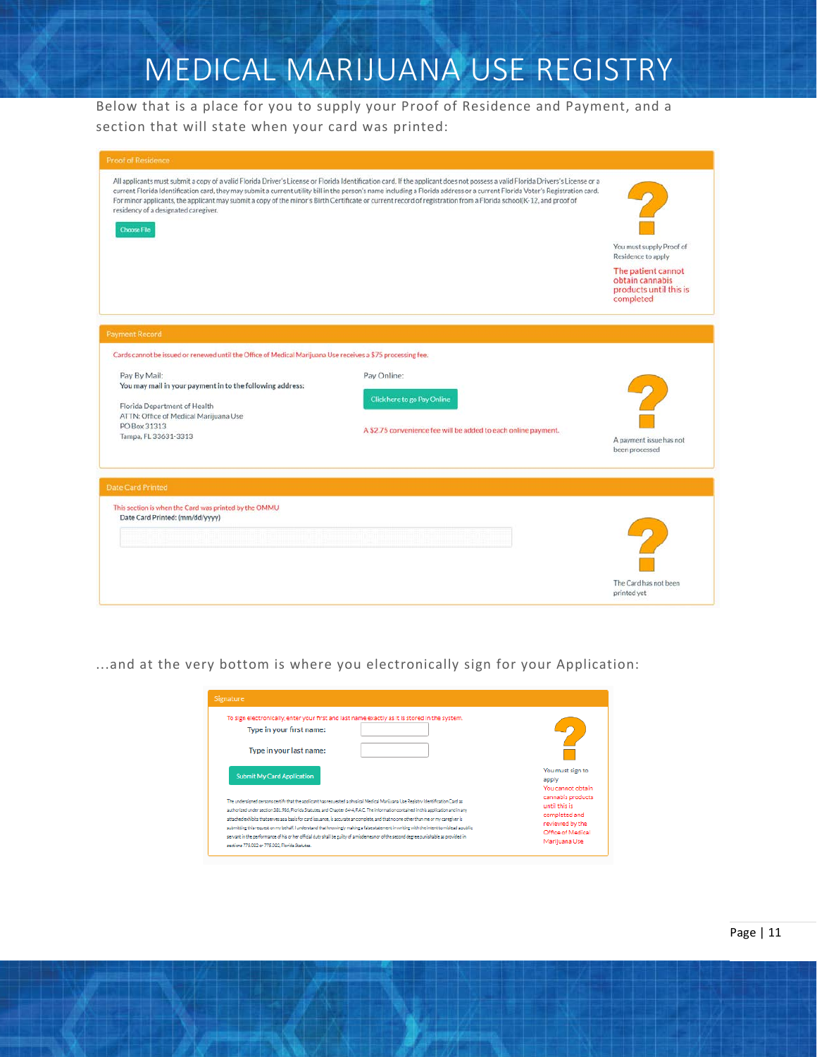# MEDICAL MARIJUANA USE REGISTRY

Below that is a place for you to supply your Proof of Residence and Payment, and a section that will state when your card was printed:

**Proof of Residence**

All applicants must submit a copy of a valid Florida Driver's License or Florida Identification card. If the applicant does not possess a valid Florida Drivers's License or a current Florida Identification card, they may submit a current utility bill in the person's name including a Florida address or a current Florida Voter's Registration card. For minor applicants, the applicant may submit a copy of the minor's Birth Certificate or current record of registration from a Florida school(K-12, and proof of residency of a designated caregiver.

Choose File

You must supply Proof of Residence to apply

The patient cannot obtain cannabis products until this is completed

**Payment Record**

Cards cannot be issued or renewed until the Office of Medical Marijuana Use receives a $75 processing fee.

Pay By Mail:
You may mail in your payment in to the following address:

Florida Department of Health
ATTN: Office of Medical Marijuana Use
PO Box 31313
Tampa, FL 33631-3313

Pay Online:

Click here to go Pay Online

A $2.75 convenience fee will be added to each online payment.

A payment issue has not been processed

**Date Card Printed**

This section is when the Card was printed by the OMMU
Date Card Printed: (mm/dd/yyyy)

The Card has not been printed yet

...and at the very bottom is where you electronically sign for your Application:

**Signature**

To sign electronically, enter your first and last name exactly as it is stored in the system.

Type in your first name:

Type in your last name:

Submit My Card Application

The undersigned persons certify that the applicant has requested a physical Medical Marijuana Use Registry Identification Card as authorized under section 381.986, Florida Statutes, and Chapter 64-4, F.A.C. The information contained in this application and in any attached exhibits that serve as a basis for card issuance, is accurate and complete, and that no one other than me or my caregiver is submitting this request on my behalf. I understand that knowingly making a false statement in writing with the intent to mislead a public servant in the performance of his or her official duty shall be guilty of a misdemeanor of the second degree punishable as provided in sections 775.082 or 775.083, Florida Statutes.

You must sign to apply

You cannot obtain cannabis products until this is completed and reviewed by the Office of Medical Marijuana Use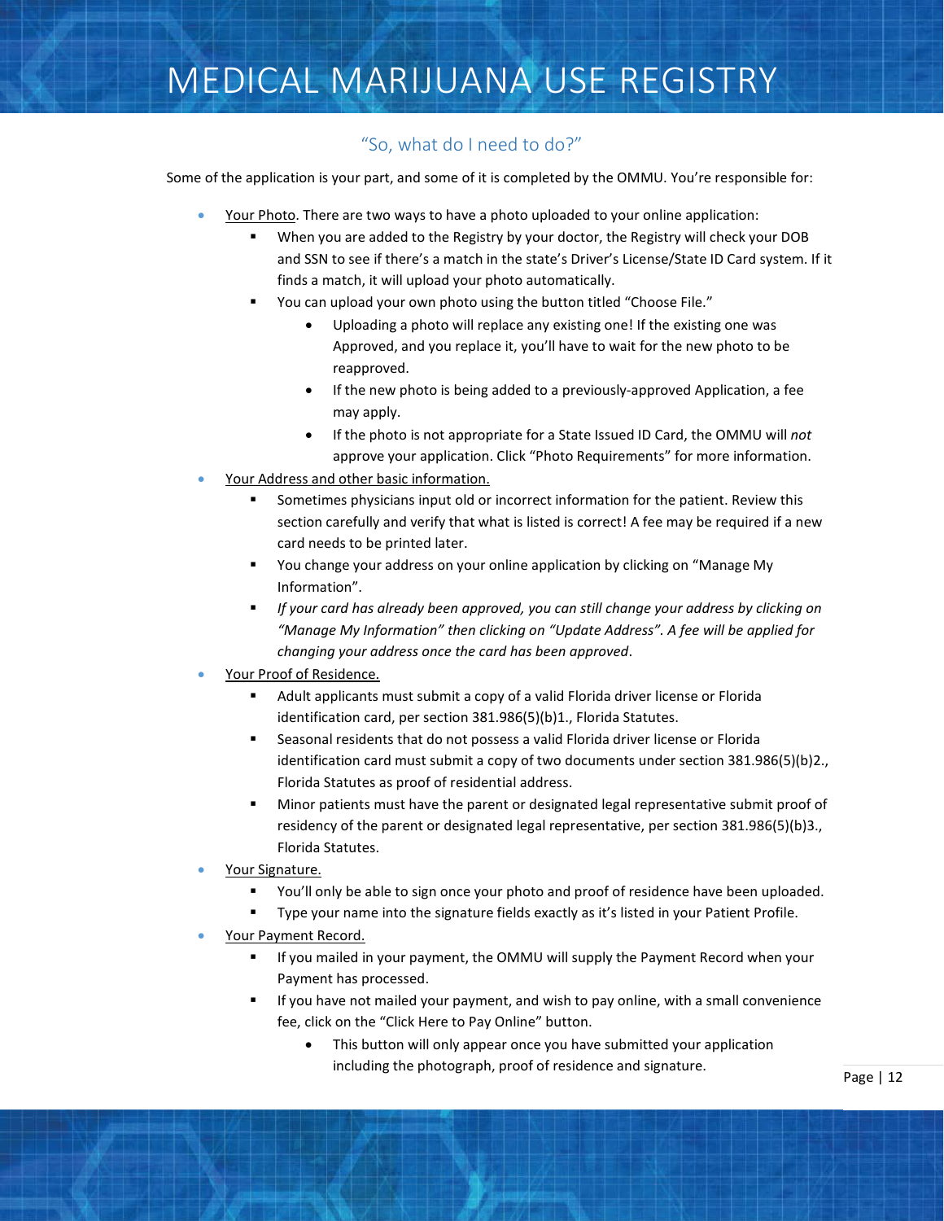## "So, what do I need to do?"

Some of the application is your part, and some of it is completed by the OMMU. You're responsible for:

- Your Photo. There are two ways to have a photo uploaded to your online application:
  - When you are added to the Registry by your doctor, the Registry will check your DOB and SSN to see if there's a match in the state's Driver's License/State ID Card system. If it finds a match, it will upload your photo automatically.
  - You can upload your own photo using the button titled "Choose File."
    - Uploading a photo will replace any existing one! If the existing one was Approved, and you replace it, you'll have to wait for the new photo to be reapproved.
    - If the new photo is being added to a previously-approved Application, a fee may apply.
    - If the photo is not appropriate for a State Issued ID Card, the OMMU will *not* approve your application. Click "Photo Requirements" for more information.
- Your Address and other basic information.
  - Sometimes physicians input old or incorrect information for the patient. Review this section carefully and verify that what is listed is correct! A fee may be required if a new card needs to be printed later.
  - You change your address on your online application by clicking on "Manage My Information".
  - *If your card has already been approved, you can still change your address by clicking on "Manage My Information" then clicking on "Update Address". A fee will be applied for changing your address once the card has been approved*.
- Your Proof of Residence.
  - Adult applicants must submit a copy of a valid Florida driver license or Florida identification card, per section 381.986(5)(b)1., Florida Statutes.
  - Seasonal residents that do not possess a valid Florida driver license or Florida identification card must submit a copy of two documents under section 381.986(5)(b)2., Florida Statutes as proof of residential address.
  - Minor patients must have the parent or designated legal representative submit proof of residency of the parent or designated legal representative, per section 381.986(5)(b)3., Florida Statutes.
- Your Signature.
  - You'll only be able to sign once your photo and proof of residence have been uploaded.
  - Type your name into the signature fields exactly as it's listed in your Patient Profile.
- Your Payment Record.
  - If you mailed in your payment, the OMMU will supply the Payment Record when your Payment has processed.
  - If you have not mailed your payment, and wish to pay online, with a small convenience fee, click on the "Click Here to Pay Online" button.
    - This button will only appear once you have submitted your application including the photograph, proof of residence and signature.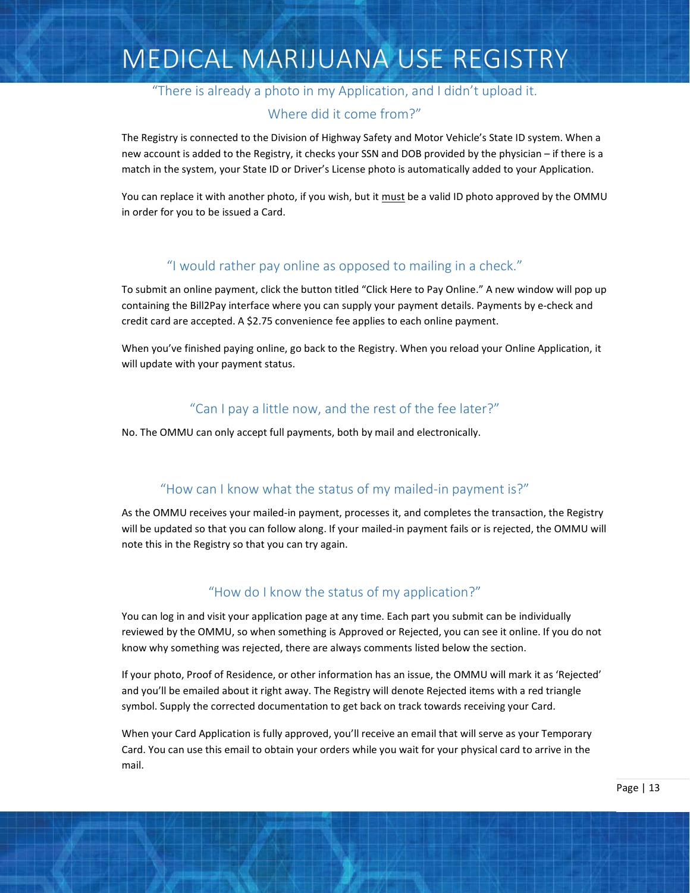## “There is already a photo in my Application, and I didn’t upload it. Where did it come from?”

The Registry is connected to the Division of Highway Safety and Motor Vehicle’s State ID system. When a new account is added to the Registry, it checks your SSN and DOB provided by the physician – if there is a match in the system, your State ID or Driver’s License photo is automatically added to your Application.

You can replace it with another photo, if you wish, but it must be a valid ID photo approved by the OMMU in order for you to be issued a Card.

## “I would rather pay online as opposed to mailing in a check.”

To submit an online payment, click the button titled “Click Here to Pay Online.” A new window will pop up containing the Bill2Pay interface where you can supply your payment details. Payments by e-check and credit card are accepted. A $2.75 convenience fee applies to each online payment.

When you’ve finished paying online, go back to the Registry. When you reload your Online Application, it will update with your payment status.

## “Can I pay a little now, and the rest of the fee later?”

No. The OMMU can only accept full payments, both by mail and electronically.

## “How can I know what the status of my mailed-in payment is?”

As the OMMU receives your mailed-in payment, processes it, and completes the transaction, the Registry will be updated so that you can follow along. If your mailed-in payment fails or is rejected, the OMMU will note this in the Registry so that you can try again.

## “How do I know the status of my application?”

You can log in and visit your application page at any time. Each part you submit can be individually reviewed by the OMMU, so when something is Approved or Rejected, you can see it online. If you do not know why something was rejected, there are always comments listed below the section.

If your photo, Proof of Residence, or other information has an issue, the OMMU will mark it as ‘Rejected’ and you’ll be emailed about it right away. The Registry will denote Rejected items with a red triangle symbol. Supply the corrected documentation to get back on track towards receiving your Card.

When your Card Application is fully approved, you’ll receive an email that will serve as your Temporary Card. You can use this email to obtain your orders while you wait for your physical card to arrive in the mail.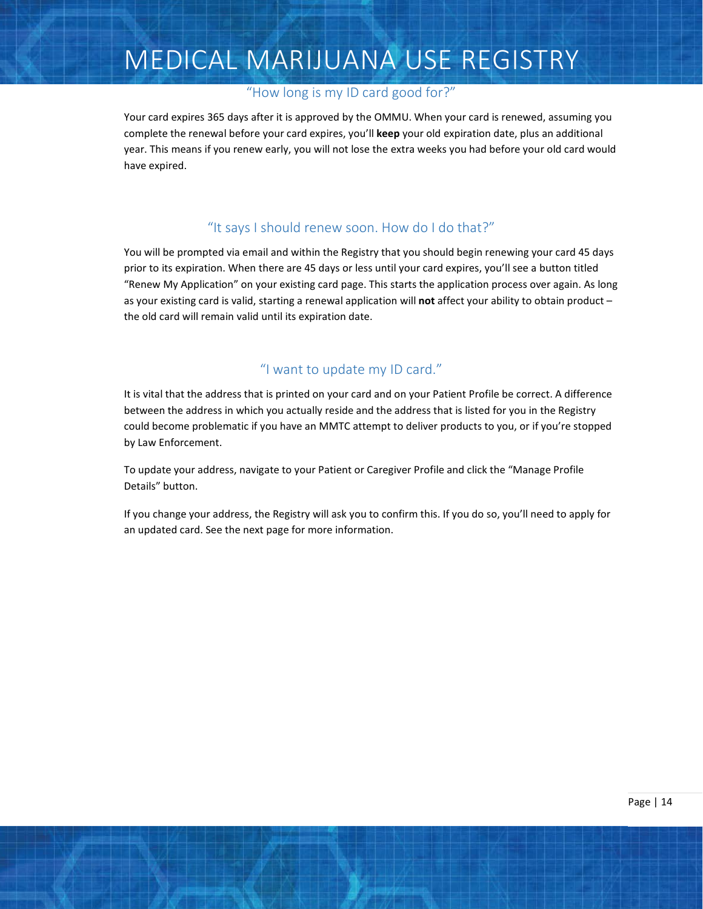## "How long is my ID card good for?"

Your card expires 365 days after it is approved by the OMMU. When your card is renewed, assuming you complete the renewal before your card expires, you'll **keep** your old expiration date, plus an additional year. This means if you renew early, you will not lose the extra weeks you had before your old card would have expired.

## "It says I should renew soon. How do I do that?"

You will be prompted via email and within the Registry that you should begin renewing your card 45 days prior to its expiration. When there are 45 days or less until your card expires, you'll see a button titled "Renew My Application" on your existing card page. This starts the application process over again. As long as your existing card is valid, starting a renewal application will **not** affect your ability to obtain product – the old card will remain valid until its expiration date.

## "I want to update my ID card."

It is vital that the address that is printed on your card and on your Patient Profile be correct. A difference between the address in which you actually reside and the address that is listed for you in the Registry could become problematic if you have an MMTC attempt to deliver products to you, or if you're stopped by Law Enforcement.

To update your address, navigate to your Patient or Caregiver Profile and click the "Manage Profile Details" button.

If you change your address, the Registry will ask you to confirm this. If you do so, you'll need to apply for an updated card. See the next page for more information.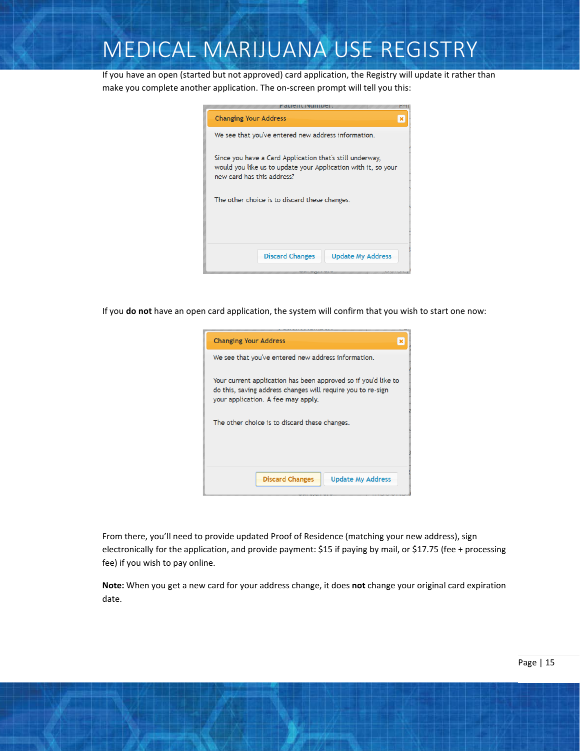If you have an open (started but not approved) card application, the Registry will update it rather than make you complete another application. The on-screen prompt will tell you this:

**Changing Your Address**

We see that you've entered new address information.

Since you have a Card Application that's still underway, would you like us to update your Application with it, so your new card has this address?

The other choice is to discard these changes.

Discard Changes | Update My Address

If you **do not** have an open card application, the system will confirm that you wish to start one now:

**Changing Your Address**

We see that you've entered new address information.

Your current application has been approved so if you'd like to do this, saving address changes will require you to re-sign your application. A fee may apply.

The other choice is to discard these changes.

Discard Changes | Update My Address

From there, you'll need to provide updated Proof of Residence (matching your new address), sign electronically for the application, and provide payment: $15 if paying by mail, or $17.75 (fee + processing fee) if you wish to pay online.

**Note:** When you get a new card for your address change, it does **not** change your original card expiration date.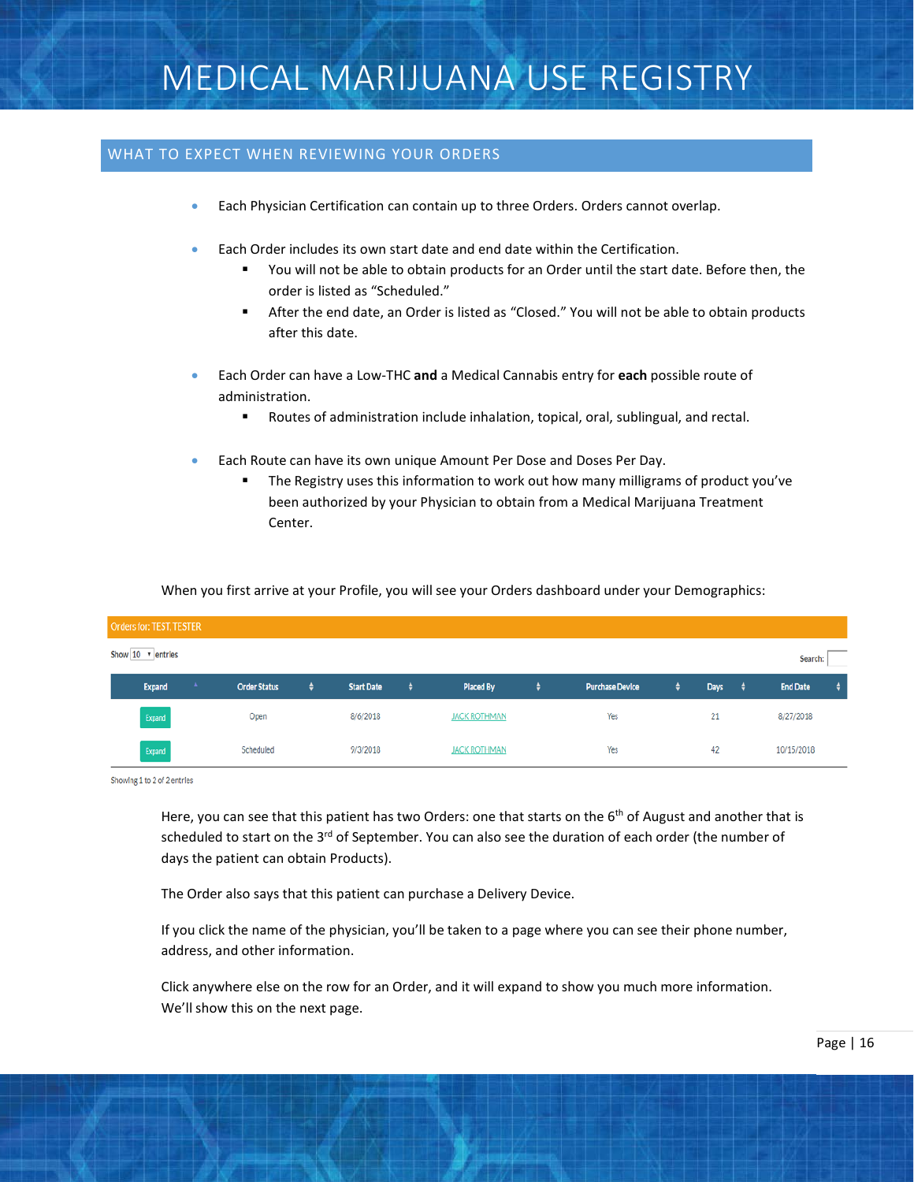## WHAT TO EXPECT WHEN REVIEWING YOUR ORDERS

- Each Physician Certification can contain up to three Orders. Orders cannot overlap.
- Each Order includes its own start date and end date within the Certification.
  - You will not be able to obtain products for an Order until the start date. Before then, the order is listed as "Scheduled."
  - After the end date, an Order is listed as "Closed." You will not be able to obtain products after this date.
- Each Order can have a Low-THC **and** a Medical Cannabis entry for **each** possible route of administration.
  - Routes of administration include inhalation, topical, oral, sublingual, and rectal.
- Each Route can have its own unique Amount Per Dose and Doses Per Day.
  - The Registry uses this information to work out how many milligrams of product you've been authorized by your Physician to obtain from a Medical Marijuana Treatment Center.

When you first arrive at your Profile, you will see your Orders dashboard under your Demographics:

Orders for: TEST, TESTER

Show 10 entries

Search:

| Expand | Order Status | Start Date | Placed By | Purchase Device | Days | End Date |
|---|---|---|---|---|---|---|
| Expand | Open | 8/6/2018 | JACK ROTHMAN | Yes | 21 | 8/27/2018 |
| Expand | Scheduled | 9/3/2018 | JACK ROTHMAN | Yes | 42 | 10/15/2018 |

Showing 1 to 2 of 2 entries

Here, you can see that this patient has two Orders: one that starts on the 6th of August and another that is scheduled to start on the 3rd of September. You can also see the duration of each order (the number of days the patient can obtain Products).

The Order also says that this patient can purchase a Delivery Device.

If you click the name of the physician, you'll be taken to a page where you can see their phone number, address, and other information.

Click anywhere else on the row for an Order, and it will expand to show you much more information. We'll show this on the next page.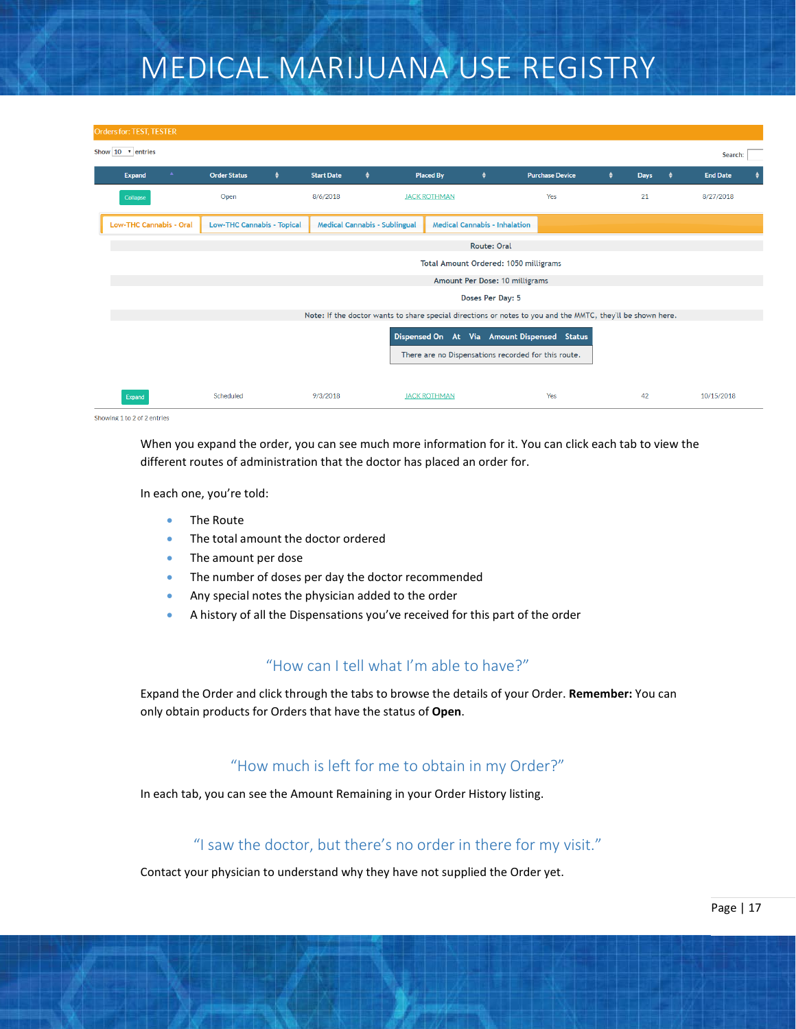Orders for: TEST, TESTER

Show 10 entries

Search:

| Expand | Order Status | Start Date | Placed By | Purchase Device | Days | End Date |
|---|---|---|---|---|---|---|
| Collapse | Open | 8/6/2018 | JACK ROTHMAN | Yes | 21 | 8/27/2018 |

Low-THC Cannabis - Oral | Low-THC Cannabis - Topical | Medical Cannabis - Sublingual | Medical Cannabis - Inhalation

Route: Oral

Total Amount Ordered: 1050 milligrams

Amount Per Dose: 10 milligrams

Doses Per Day: 5

Note: If the doctor wants to share special directions or notes to you and the MMTC, they'll be shown here.

| Dispensed On | At | Via | Amount Dispensed | Status |
|---|---|---|---|---|
| There are no Dispensations recorded for this route. | | | | |

| Expand | Order Status | Start Date | Placed By | Purchase Device | Days | End Date |
|---|---|---|---|---|---|---|
| Expand | Scheduled | 9/3/2018 | JACK ROTHMAN | Yes | 42 | 10/15/2018 |

Showing 1 to 2 of 2 entries

When you expand the order, you can see much more information for it. You can click each tab to view the different routes of administration that the doctor has placed an order for.

In each one, you're told:

- The Route
- The total amount the doctor ordered
- The amount per dose
- The number of doses per day the doctor recommended
- Any special notes the physician added to the order
- A history of all the Dispensations you've received for this part of the order

### "How can I tell what I'm able to have?"

Expand the Order and click through the tabs to browse the details of your Order. **Remember:** You can only obtain products for Orders that have the status of **Open**.

### "How much is left for me to obtain in my Order?"

In each tab, you can see the Amount Remaining in your Order History listing.

### "I saw the doctor, but there's no order in there for my visit."

Contact your physician to understand why they have not supplied the Order yet.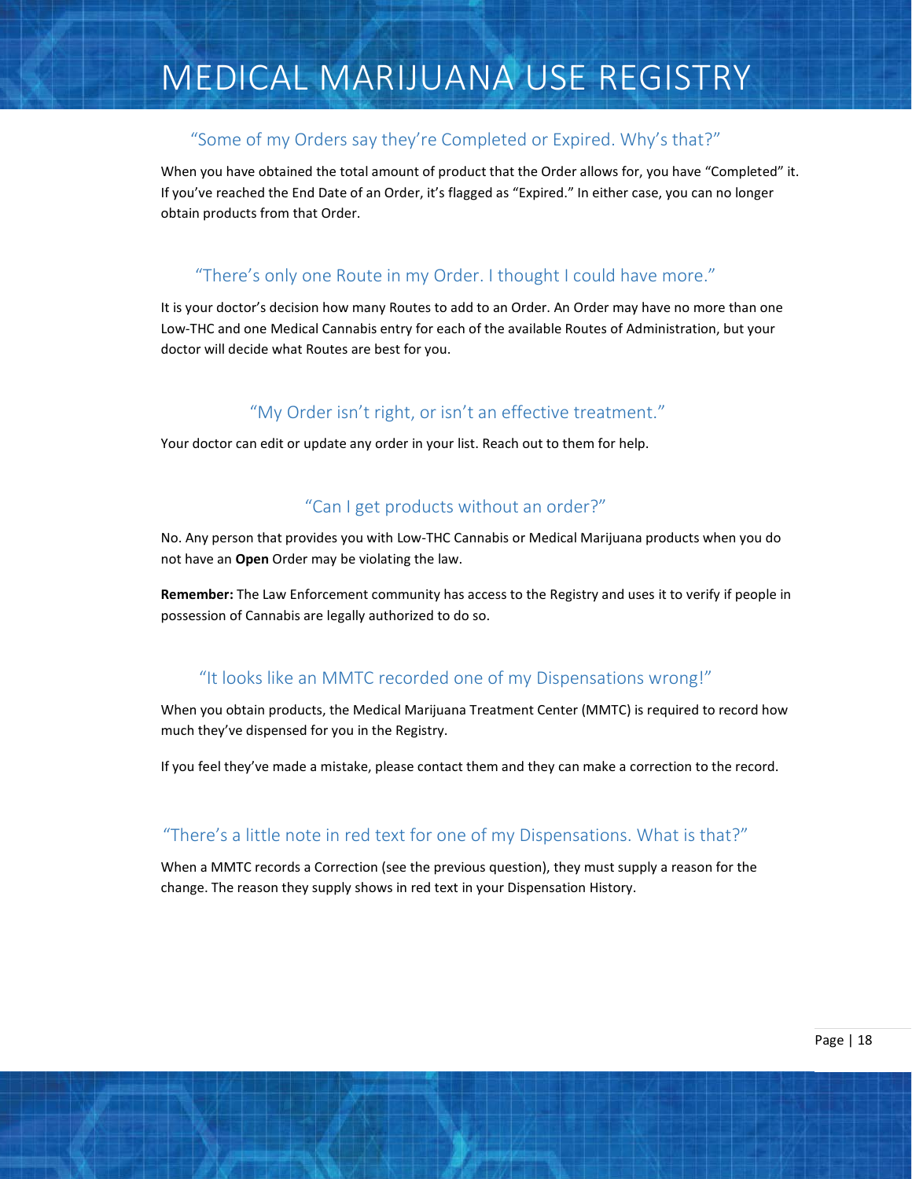## "Some of my Orders say they're Completed or Expired. Why's that?"

When you have obtained the total amount of product that the Order allows for, you have "Completed" it. If you've reached the End Date of an Order, it's flagged as "Expired." In either case, you can no longer obtain products from that Order.

## "There's only one Route in my Order. I thought I could have more."

It is your doctor's decision how many Routes to add to an Order. An Order may have no more than one Low-THC and one Medical Cannabis entry for each of the available Routes of Administration, but your doctor will decide what Routes are best for you.

## "My Order isn't right, or isn't an effective treatment."

Your doctor can edit or update any order in your list. Reach out to them for help.

## "Can I get products without an order?"

No. Any person that provides you with Low-THC Cannabis or Medical Marijuana products when you do not have an **Open** Order may be violating the law.

**Remember:** The Law Enforcement community has access to the Registry and uses it to verify if people in possession of Cannabis are legally authorized to do so.

## "It looks like an MMTC recorded one of my Dispensations wrong!"

When you obtain products, the Medical Marijuana Treatment Center (MMTC) is required to record how much they've dispensed for you in the Registry.

If you feel they've made a mistake, please contact them and they can make a correction to the record.

## "There's a little note in red text for one of my Dispensations. What is that?"

When a MMTC records a Correction (see the previous question), they must supply a reason for the change. The reason they supply shows in red text in your Dispensation History.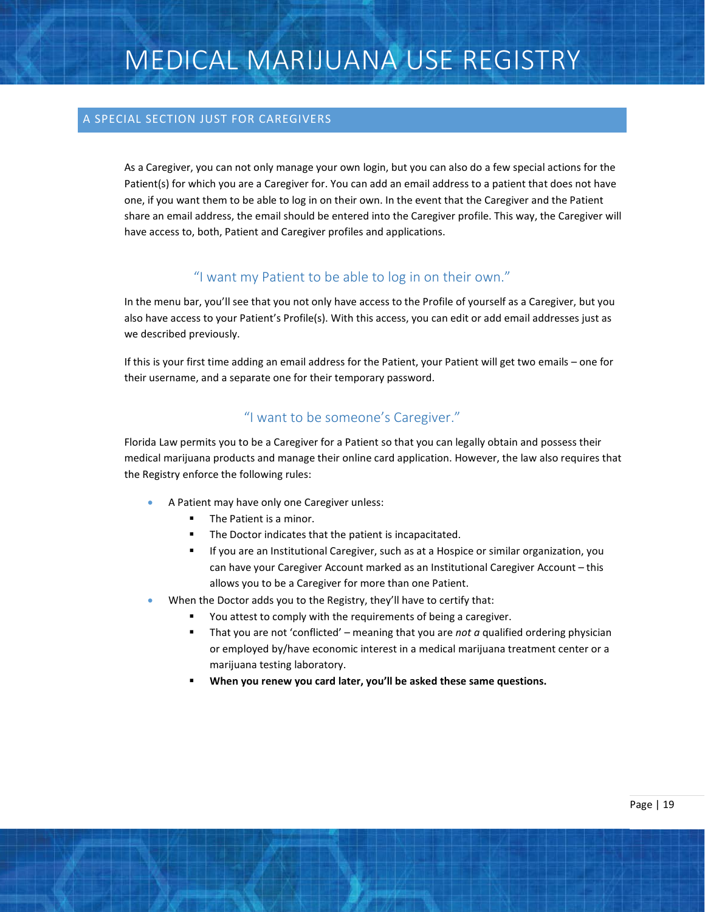## A SPECIAL SECTION JUST FOR CAREGIVERS

As a Caregiver, you can not only manage your own login, but you can also do a few special actions for the Patient(s) for which you are a Caregiver for. You can add an email address to a patient that does not have one, if you want them to be able to log in on their own. In the event that the Caregiver and the Patient share an email address, the email should be entered into the Caregiver profile. This way, the Caregiver will have access to, both, Patient and Caregiver profiles and applications.

### "I want my Patient to be able to log in on their own."

In the menu bar, you'll see that you not only have access to the Profile of yourself as a Caregiver, but you also have access to your Patient's Profile(s). With this access, you can edit or add email addresses just as we described previously.

If this is your first time adding an email address for the Patient, your Patient will get two emails – one for their username, and a separate one for their temporary password.

### "I want to be someone's Caregiver."

Florida Law permits you to be a Caregiver for a Patient so that you can legally obtain and possess their medical marijuana products and manage their online card application. However, the law also requires that the Registry enforce the following rules:

- A Patient may have only one Caregiver unless:
  - The Patient is a minor.
  - The Doctor indicates that the patient is incapacitated.
  - If you are an Institutional Caregiver, such as at a Hospice or similar organization, you can have your Caregiver Account marked as an Institutional Caregiver Account – this allows you to be a Caregiver for more than one Patient.
- When the Doctor adds you to the Registry, they'll have to certify that:
  - You attest to comply with the requirements of being a caregiver.
  - That you are not 'conflicted' – meaning that you are *not a* qualified ordering physician or employed by/have economic interest in a medical marijuana treatment center or a marijuana testing laboratory.
  - **When you renew you card later, you'll be asked these same questions.**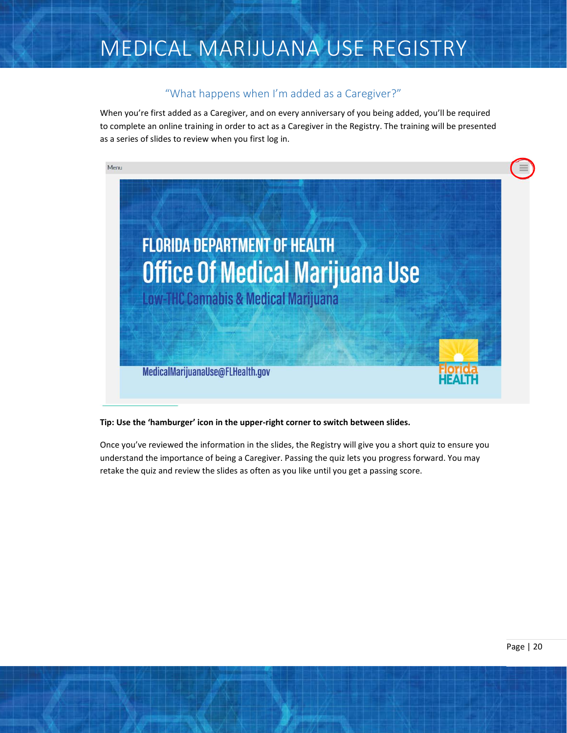## "What happens when I'm added as a Caregiver?"

When you're first added as a Caregiver, and on every anniversary of you being added, you'll be required to complete an online training in order to act as a Caregiver in the Registry. The training will be presented as a series of slides to review when you first log in.

**Tip: Use the 'hamburger' icon in the upper-right corner to switch between slides.**

Once you've reviewed the information in the slides, the Registry will give you a short quiz to ensure you understand the importance of being a Caregiver. Passing the quiz lets you progress forward. You may retake the quiz and review the slides as often as you like until you get a passing score.